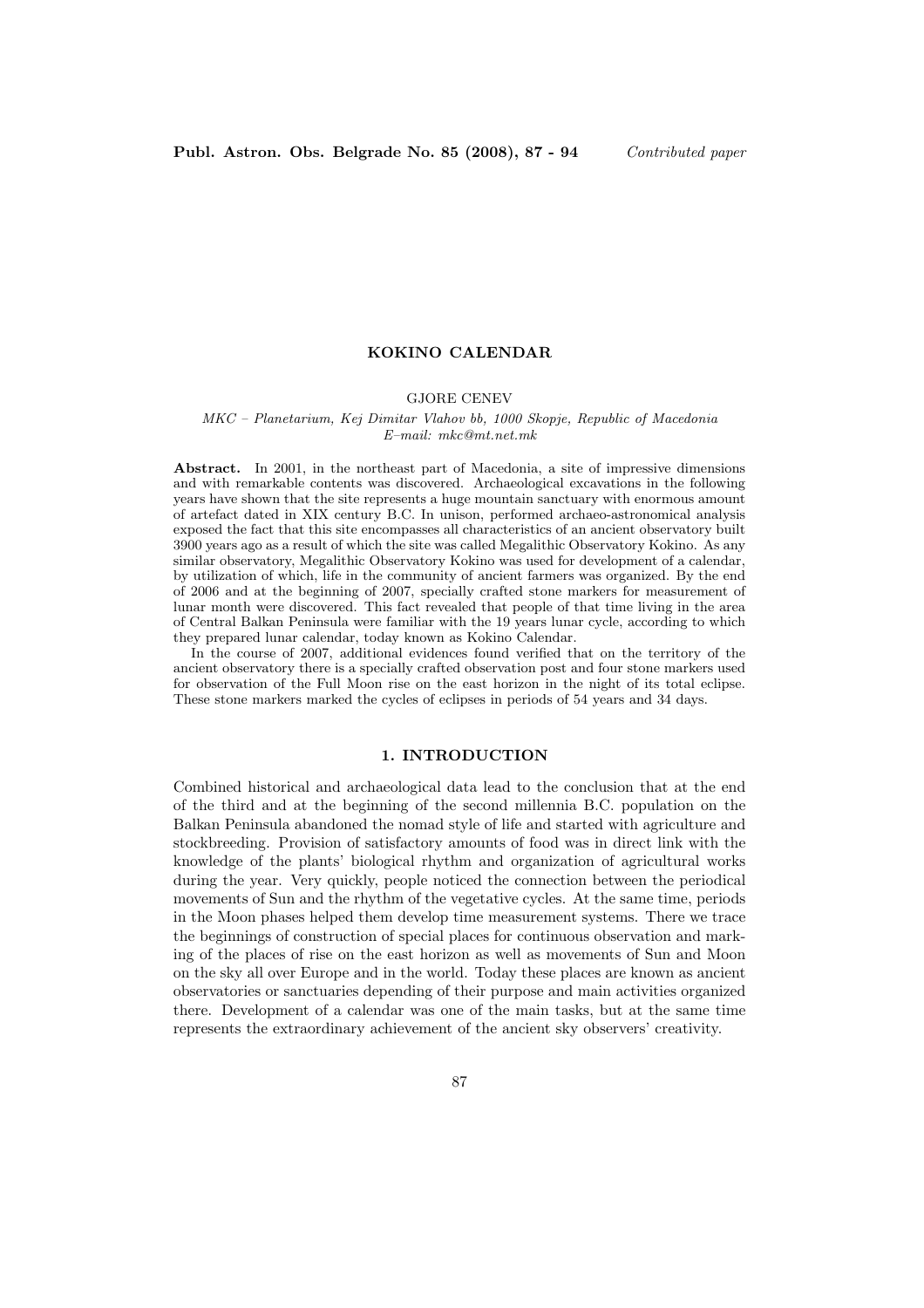# KOKINO CALENDAR

GJORE CENEV

*MKC – Planetarium, Kej Dimitar Vlahov bb, 1000 Skopje, Republic of Macedonia*
*E–mail: mkc@mt.net.mk*

**Abstract.** In 2001, in the northeast part of Macedonia, a site of impressive dimensions and with remarkable contents was discovered. Archaeological excavations in the following years have shown that the site represents a huge mountain sanctuary with enormous amount of artefact dated in XIX century B.C. In unison, performed archaeo-astronomical analysis exposed the fact that this site encompasses all characteristics of an ancient observatory built 3900 years ago as a result of which the site was called Megalithic Observatory Kokino. As any similar observatory, Megalithic Observatory Kokino was used for development of a calendar, by utilization of which, life in the community of ancient farmers was organized. By the end of 2006 and at the beginning of 2007, specially crafted stone markers for measurement of lunar month were discovered. This fact revealed that people of that time living in the area of Central Balkan Peninsula were familiar with the 19 years lunar cycle, according to which they prepared lunar calendar, today known as Kokino Calendar.

In the course of 2007, additional evidences found verified that on the territory of the ancient observatory there is a specially crafted observation post and four stone markers used for observation of the Full Moon rise on the east horizon in the night of its total eclipse. These stone markers marked the cycles of eclipses in periods of 54 years and 34 days.

## 1. INTRODUCTION

Combined historical and archaeological data lead to the conclusion that at the end of the third and at the beginning of the second millennia B.C. population on the Balkan Peninsula abandoned the nomad style of life and started with agriculture and stockbreeding. Provision of satisfactory amounts of food was in direct link with the knowledge of the plants' biological rhythm and organization of agricultural works during the year. Very quickly, people noticed the connection between the periodical movements of Sun and the rhythm of the vegetative cycles. At the same time, periods in the Moon phases helped them develop time measurement systems. There we trace the beginnings of construction of special places for continuous observation and marking of the places of rise on the east horizon as well as movements of Sun and Moon on the sky all over Europe and in the world. Today these places are known as ancient observatories or sanctuaries depending of their purpose and main activities organized there. Development of a calendar was one of the main tasks, but at the same time represents the extraordinary achievement of the ancient sky observers' creativity.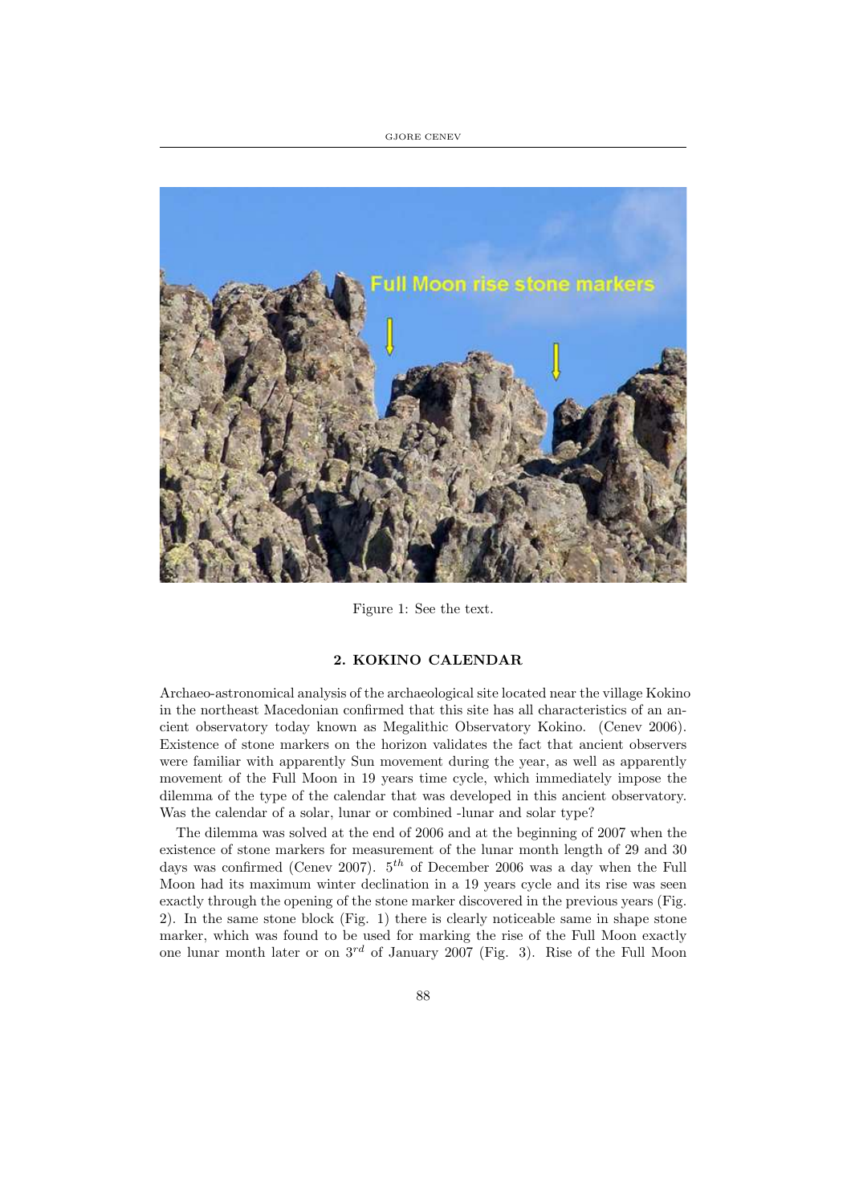Figure 1: See the text.

## 2. KOKINO CALENDAR

Archaeo-astronomical analysis of the archaeological site located near the village Kokino in the northeast Macedonian confirmed that this site has all characteristics of an ancient observatory today known as Megalithic Observatory Kokino. (Cenev 2006). Existence of stone markers on the horizon validates the fact that ancient observers were familiar with apparently Sun movement during the year, as well as apparently movement of the Full Moon in 19 years time cycle, which immediately impose the dilemma of the type of the calendar that was developed in this ancient observatory. Was the calendar of a solar, lunar or combined -lunar and solar type?

The dilemma was solved at the end of 2006 and at the beginning of 2007 when the existence of stone markers for measurement of the lunar month length of 29 and 30 days was confirmed (Cenev 2007). $5^{th}$ of December 2006 was a day when the Full Moon had its maximum winter declination in a 19 years cycle and its rise was seen exactly through the opening of the stone marker discovered in the previous years (Fig. 2). In the same stone block (Fig. 1) there is clearly noticeable same in shape stone marker, which was found to be used for marking the rise of the Full Moon exactly one lunar month later or on $3^{rd}$ of January 2007 (Fig. 3). Rise of the Full Moon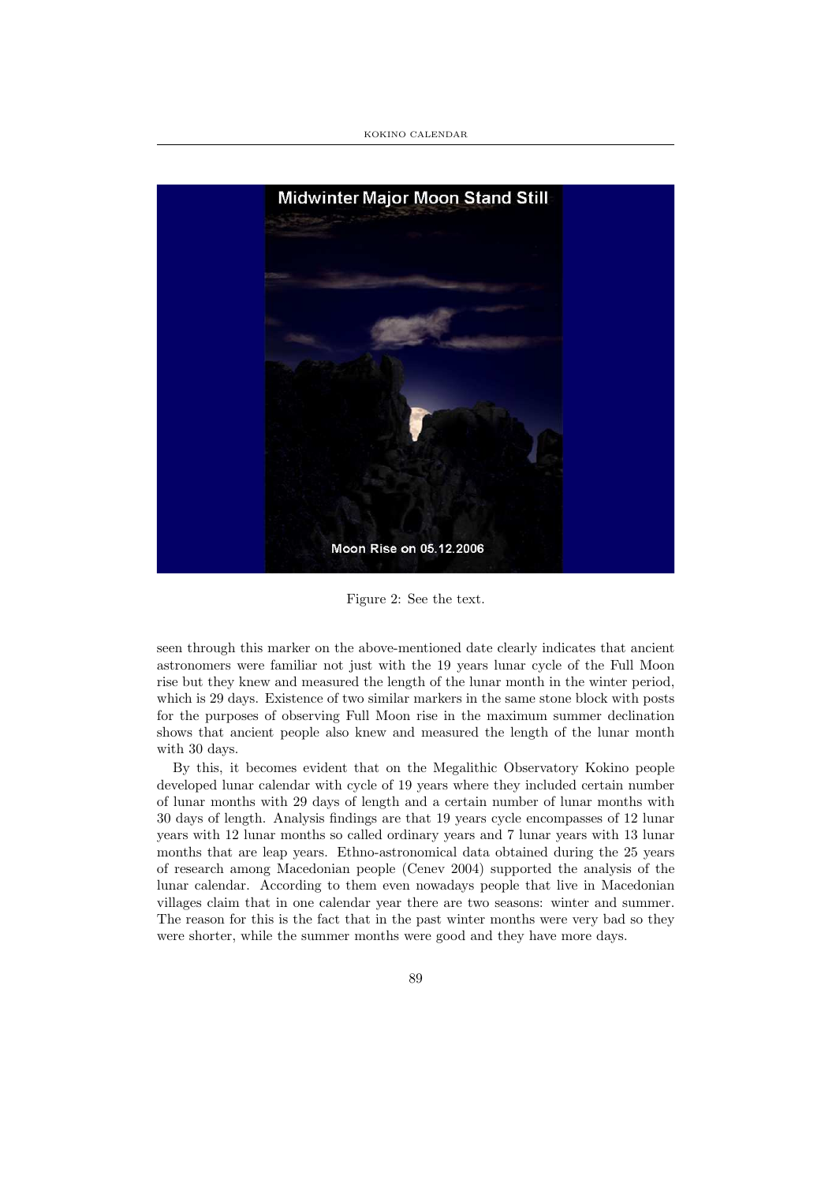Figure 2: See the text.

seen through this marker on the above-mentioned date clearly indicates that ancient astronomers were familiar not just with the 19 years lunar cycle of the Full Moon rise but they knew and measured the length of the lunar month in the winter period, which is 29 days. Existence of two similar markers in the same stone block with posts for the purposes of observing Full Moon rise in the maximum summer declination shows that ancient people also knew and measured the length of the lunar month with 30 days.

By this, it becomes evident that on the Megalithic Observatory Kokino people developed lunar calendar with cycle of 19 years where they included certain number of lunar months with 29 days of length and a certain number of lunar months with 30 days of length. Analysis findings are that 19 years cycle encompasses of 12 lunar years with 12 lunar months so called ordinary years and 7 lunar years with 13 lunar months that are leap years. Ethno-astronomical data obtained during the 25 years of research among Macedonian people (Cenev 2004) supported the analysis of the lunar calendar. According to them even nowadays people that live in Macedonian villages claim that in one calendar year there are two seasons: winter and summer. The reason for this is the fact that in the past winter months were very bad so they were shorter, while the summer months were good and they have more days.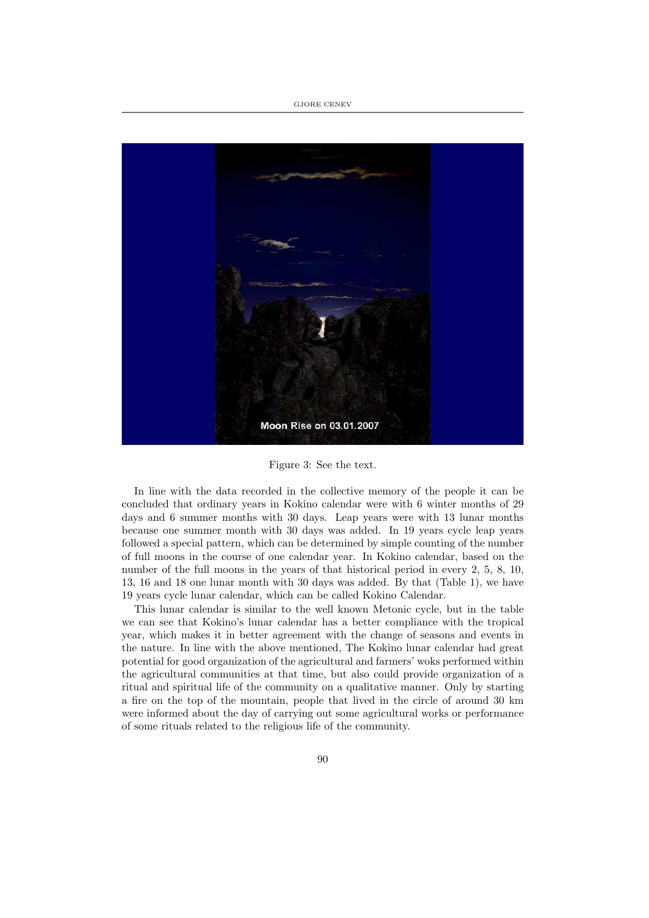Figure 3: See the text.

In line with the data recorded in the collective memory of the people it can be concluded that ordinary years in Kokino calendar were with 6 winter months of 29 days and 6 summer months with 30 days. Leap years were with 13 lunar months because one summer month with 30 days was added. In 19 years cycle leap years followed a special pattern, which can be determined by simple counting of the number of full moons in the course of one calendar year. In Kokino calendar, based on the number of the full moons in the years of that historical period in every 2, 5, 8, 10, 13, 16 and 18 one lunar month with 30 days was added. By that (Table 1), we have 19 years cycle lunar calendar, which can be called Kokino Calendar.

This lunar calendar is similar to the well known Metonic cycle, but in the table we can see that Kokino's lunar calendar has a better compliance with the tropical year, which makes it in better agreement with the change of seasons and events in the nature. In line with the above mentioned, The Kokino lunar calendar had great potential for good organization of the agricultural and farmers' woks performed within the agricultural communities at that time, but also could provide organization of a ritual and spiritual life of the community on a qualitative manner. Only by starting a fire on the top of the mountain, people that lived in the circle of around 30 km were informed about the day of carrying out some agricultural works or performance of some rituals related to the religious life of the community.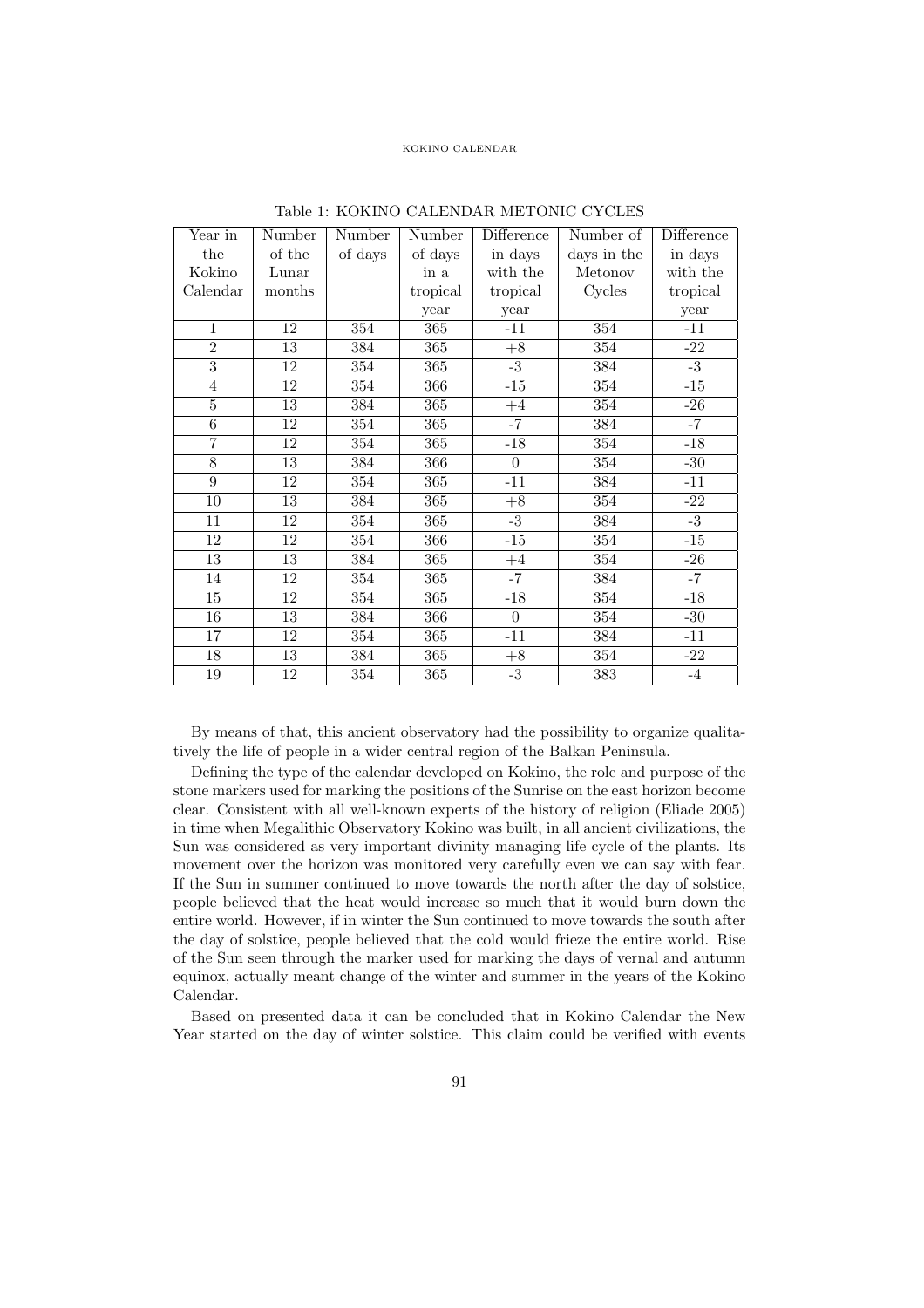Table 1: KOKINO CALENDAR METONIC CYCLES

| Year in the Kokino Calendar | Number of the Lunar months | Number of days | Number of days in a tropical year | Difference in days with the tropical year | Number of days in the Metonov Cycles | Difference in days with the tropical year |
|---|---|---|---|---|---|---|
| 1 | 12 | 354 | 365 | -11 | 354 | -11 |
| 2 | 13 | 384 | 365 | +8 | 354 | -22 |
| 3 | 12 | 354 | 365 | -3 | 384 | -3 |
| 4 | 12 | 354 | 366 | -15 | 354 | -15 |
| 5 | 13 | 384 | 365 | +4 | 354 | -26 |
| 6 | 12 | 354 | 365 | -7 | 384 | -7 |
| 7 | 12 | 354 | 365 | -18 | 354 | -18 |
| 8 | 13 | 384 | 366 | 0 | 354 | -30 |
| 9 | 12 | 354 | 365 | -11 | 384 | -11 |
| 10 | 13 | 384 | 365 | +8 | 354 | -22 |
| 11 | 12 | 354 | 365 | -3 | 384 | -3 |
| 12 | 12 | 354 | 366 | -15 | 354 | -15 |
| 13 | 13 | 384 | 365 | +4 | 354 | -26 |
| 14 | 12 | 354 | 365 | -7 | 384 | -7 |
| 15 | 12 | 354 | 365 | -18 | 354 | -18 |
| 16 | 13 | 384 | 366 | 0 | 354 | -30 |
| 17 | 12 | 354 | 365 | -11 | 384 | -11 |
| 18 | 13 | 384 | 365 | +8 | 354 | -22 |
| 19 | 12 | 354 | 365 | -3 | 383 | -4 |

By means of that, this ancient observatory had the possibility to organize qualitatively the life of people in a wider central region of the Balkan Peninsula.

Defining the type of the calendar developed on Kokino, the role and purpose of the stone markers used for marking the positions of the Sunrise on the east horizon become clear. Consistent with all well-known experts of the history of religion (Eliade 2005) in time when Megalithic Observatory Kokino was built, in all ancient civilizations, the Sun was considered as very important divinity managing life cycle of the plants. Its movement over the horizon was monitored very carefully even we can say with fear. If the Sun in summer continued to move towards the north after the day of solstice, people believed that the heat would increase so much that it would burn down the entire world. However, if in winter the Sun continued to move towards the south after the day of solstice, people believed that the cold would frieze the entire world. Rise of the Sun seen through the marker used for marking the days of vernal and autumn equinox, actually meant change of the winter and summer in the years of the Kokino Calendar.

Based on presented data it can be concluded that in Kokino Calendar the New Year started on the day of winter solstice. This claim could be verified with events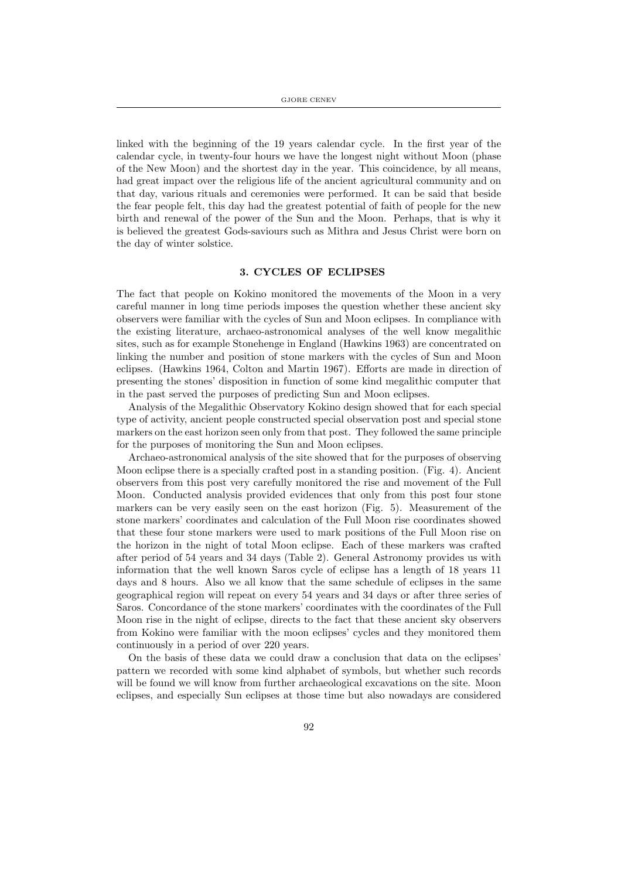linked with the beginning of the 19 years calendar cycle. In the first year of the calendar cycle, in twenty-four hours we have the longest night without Moon (phase of the New Moon) and the shortest day in the year. This coincidence, by all means, had great impact over the religious life of the ancient agricultural community and on that day, various rituals and ceremonies were performed. It can be said that beside the fear people felt, this day had the greatest potential of faith of people for the new birth and renewal of the power of the Sun and the Moon. Perhaps, that is why it is believed the greatest Gods-saviours such as Mithra and Jesus Christ were born on the day of winter solstice.

## 3. CYCLES OF ECLIPSES

The fact that people on Kokino monitored the movements of the Moon in a very careful manner in long time periods imposes the question whether these ancient sky observers were familiar with the cycles of Sun and Moon eclipses. In compliance with the existing literature, archaeo-astronomical analyses of the well know megalithic sites, such as for example Stonehenge in England (Hawkins 1963) are concentrated on linking the number and position of stone markers with the cycles of Sun and Moon eclipses. (Hawkins 1964, Colton and Martin 1967). Efforts are made in direction of presenting the stones' disposition in function of some kind megalithic computer that in the past served the purposes of predicting Sun and Moon eclipses.

Analysis of the Megalithic Observatory Kokino design showed that for each special type of activity, ancient people constructed special observation post and special stone markers on the east horizon seen only from that post. They followed the same principle for the purposes of monitoring the Sun and Moon eclipses.

Archaeo-astronomical analysis of the site showed that for the purposes of observing Moon eclipse there is a specially crafted post in a standing position. (Fig. 4). Ancient observers from this post very carefully monitored the rise and movement of the Full Moon. Conducted analysis provided evidences that only from this post four stone markers can be very easily seen on the east horizon (Fig. 5). Measurement of the stone markers' coordinates and calculation of the Full Moon rise coordinates showed that these four stone markers were used to mark positions of the Full Moon rise on the horizon in the night of total Moon eclipse. Each of these markers was crafted after period of 54 years and 34 days (Table 2). General Astronomy provides us with information that the well known Saros cycle of eclipse has a length of 18 years 11 days and 8 hours. Also we all know that the same schedule of eclipses in the same geographical region will repeat on every 54 years and 34 days or after three series of Saros. Concordance of the stone markers' coordinates with the coordinates of the Full Moon rise in the night of eclipse, directs to the fact that these ancient sky observers from Kokino were familiar with the moon eclipses' cycles and they monitored them continuously in a period of over 220 years.

On the basis of these data we could draw a conclusion that data on the eclipses' pattern we recorded with some kind alphabet of symbols, but whether such records will be found we will know from further archaeological excavations on the site. Moon eclipses, and especially Sun eclipses at those time but also nowadays are considered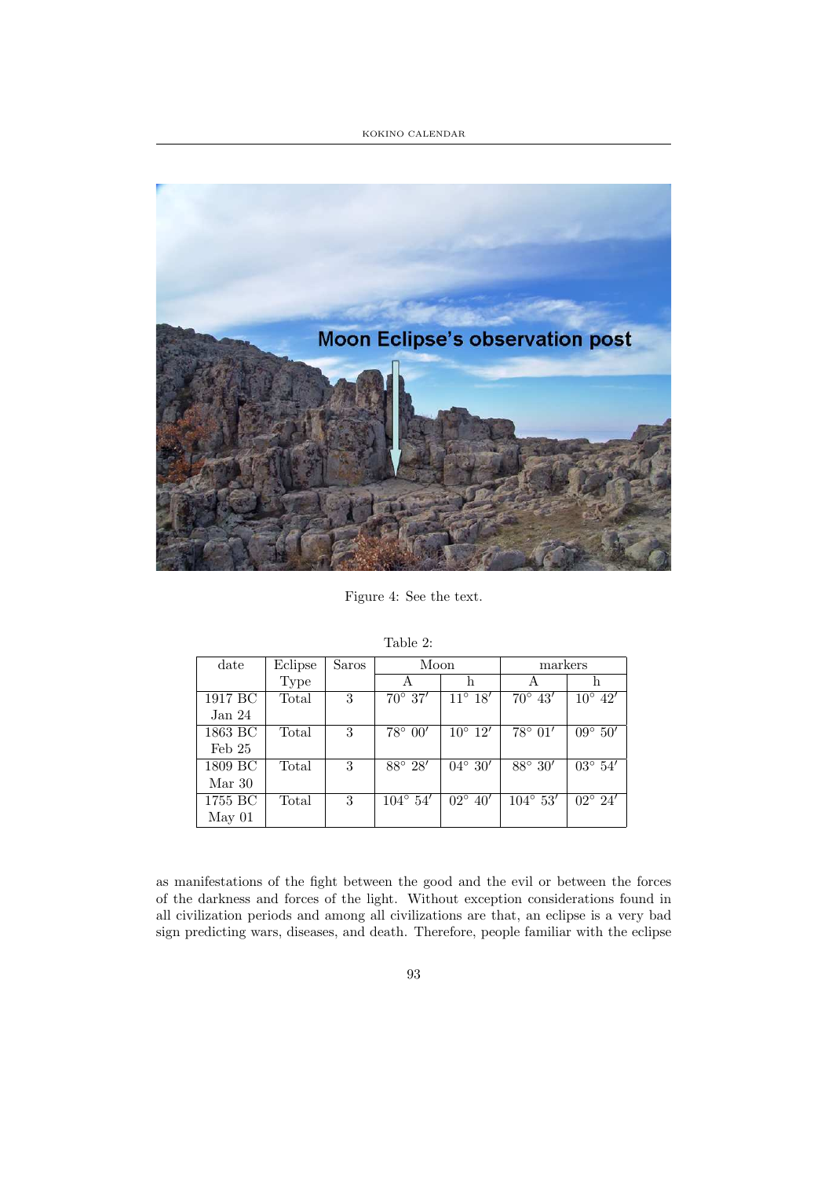Figure 4: See the text.

Table 2:

| date | Eclipse Type | Saros | Moon | | markers | |
|---|---|---|---|---|---|---|
| | | | A | h | A | h |
| 1917 BC Jan 24 | Total | 3 | 70° 37′ | 11° 18′ | 70° 43′ | 10° 42′ |
| 1863 BC Feb 25 | Total | 3 | 78° 00′ | 10° 12′ | 78° 01′ | 09° 50′ |
| 1809 BC Mar 30 | Total | 3 | 88° 28′ | 04° 30′ | 88° 30′ | 03° 54′ |
| 1755 BC May 01 | Total | 3 | 104° 54′ | 02° 40′ | 104° 53′ | 02° 24′ |

as manifestations of the fight between the good and the evil or between the forces of the darkness and forces of the light. Without exception considerations found in all civilization periods and among all civilizations are that, an eclipse is a very bad sign predicting wars, diseases, and death. Therefore, people familiar with the eclipse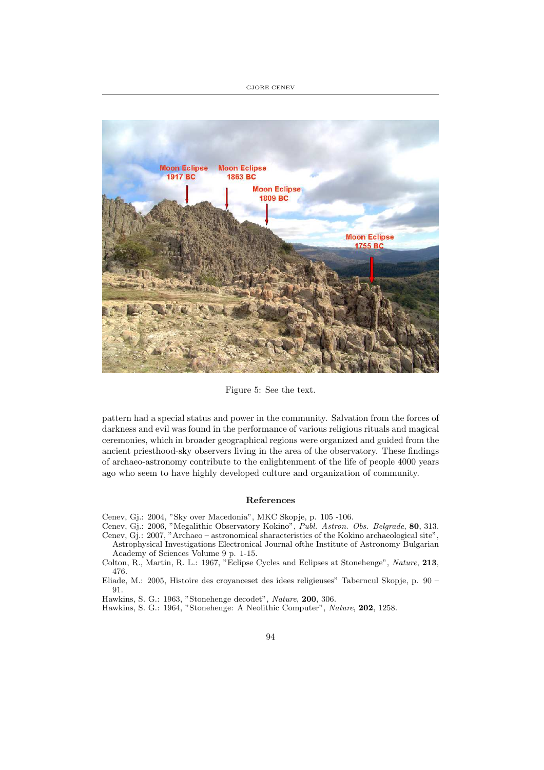Moon Eclipse
1917 BC

Moon Eclipse
1863 BC

Moon Eclipse
1809 BC

Moon Eclipse
1755 BC

Figure 5: See the text.

pattern had a special status and power in the community. Salvation from the forces of darkness and evil was found in the performance of various religious rituals and magical ceremonies, which in broader geographical regions were organized and guided from the ancient priesthood-sky observers living in the area of the observatory. These findings of archaeo-astronomy contribute to the enlightenment of the life of people 4000 years ago who seem to have highly developed culture and organization of community.

## References

Cenev, Gj.: 2004, "Sky over Macedonia", MKC Skopje, p. 105 -106.

Cenev, Gj.: 2006, "Megalithic Observatory Kokino", *Publ. Astron. Obs. Belgrade*, **80**, 313.

Cenev, Gj.: 2007, "Archaeo – astronomical sharacteristics of the Kokino archaeological site", Astrophysical Investigations Electronical Journal ofthe Institute of Astronomy Bulgarian Academy of Sciences Volume 9 p. 1-15.

Colton, R., Martin, R. L.: 1967, "Eclipse Cycles and Eclipses at Stonehenge", *Nature*, **213**, 476.

Eliade, M.: 2005, Histoire des croyanceset des idees religieuses" Taberncul Skopje, p. 90 – 91.

Hawkins, S. G.: 1963, "Stonehenge decodet", *Nature*, **200**, 306.

Hawkins, S. G.: 1964, "Stonehenge: A Neolithic Computer", *Nature*, **202**, 1258.